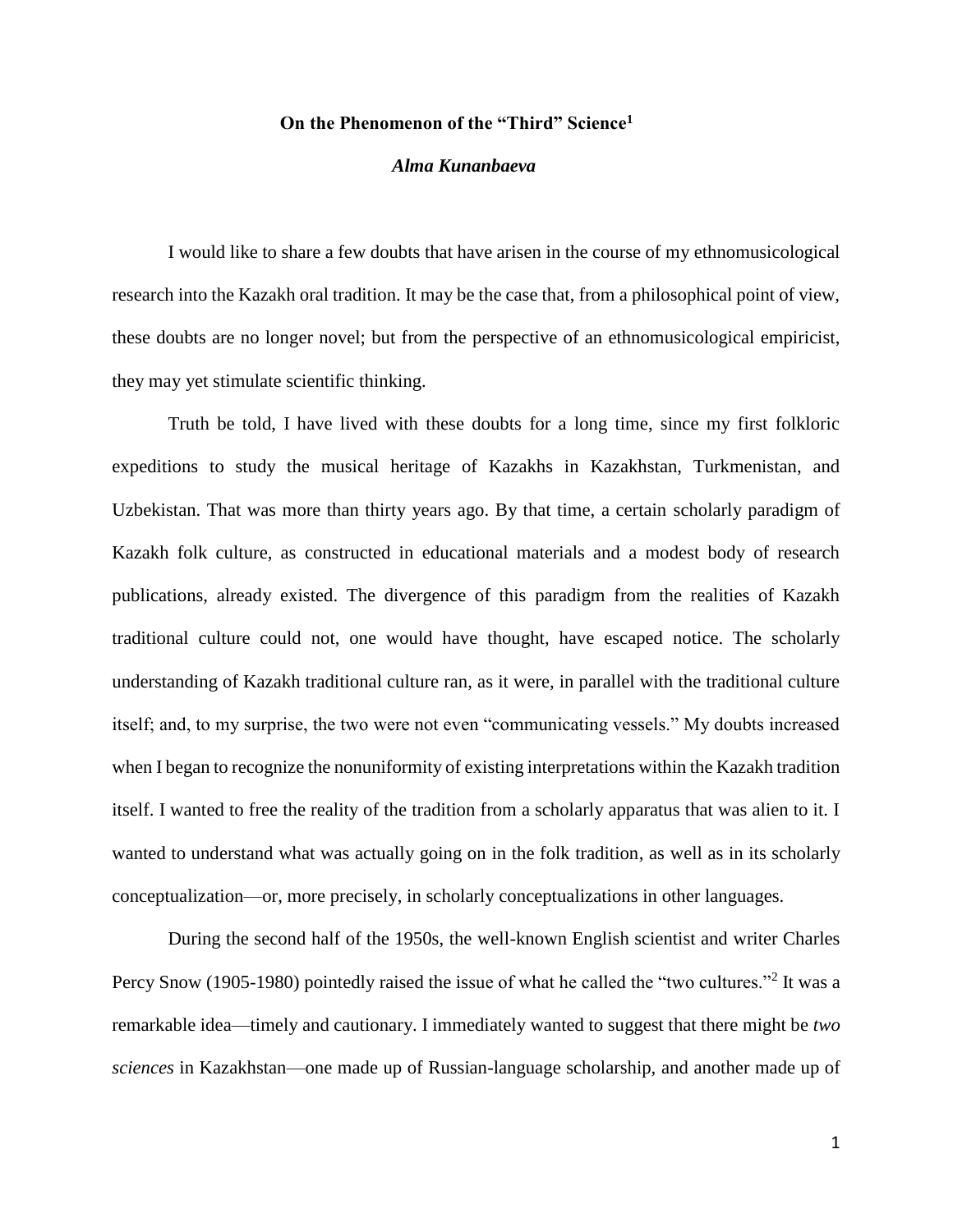# On the Phenomenon of the "Third" Science[1]

***Alma Kunanbaeva***

I would like to share a few doubts that have arisen in the course of my ethnomusicological research into the Kazakh oral tradition. It may be the case that, from a philosophical point of view, these doubts are no longer novel; but from the perspective of an ethnomusicological empiricist, they may yet stimulate scientific thinking.

Truth be told, I have lived with these doubts for a long time, since my first folkloric expeditions to study the musical heritage of Kazakhs in Kazakhstan, Turkmenistan, and Uzbekistan. That was more than thirty years ago. By that time, a certain scholarly paradigm of Kazakh folk culture, as constructed in educational materials and a modest body of research publications, already existed. The divergence of this paradigm from the realities of Kazakh traditional culture could not, one would have thought, have escaped notice. The scholarly understanding of Kazakh traditional culture ran, as it were, in parallel with the traditional culture itself; and, to my surprise, the two were not even "communicating vessels." My doubts increased when I began to recognize the nonuniformity of existing interpretations within the Kazakh tradition itself. I wanted to free the reality of the tradition from a scholarly apparatus that was alien to it. I wanted to understand what was actually going on in the folk tradition, as well as in its scholarly conceptualization—or, more precisely, in scholarly conceptualizations in other languages.

During the second half of the 1950s, the well-known English scientist and writer Charles Percy Snow (1905-1980) pointedly raised the issue of what he called the "two cultures."[2] It was a remarkable idea—timely and cautionary. I immediately wanted to suggest that there might be *two sciences* in Kazakhstan—one made up of Russian-language scholarship, and another made up of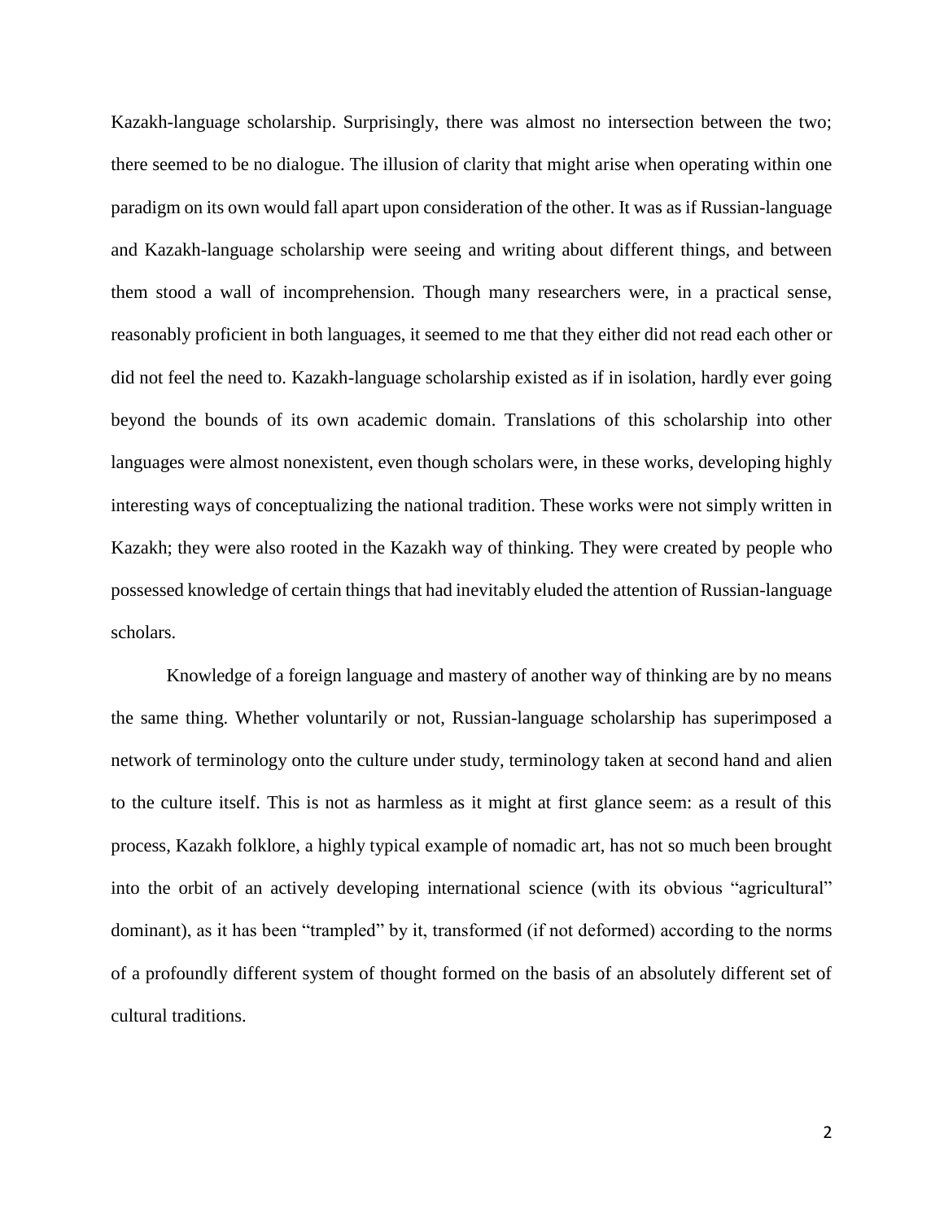Kazakh-language scholarship. Surprisingly, there was almost no intersection between the two; there seemed to be no dialogue. The illusion of clarity that might arise when operating within one paradigm on its own would fall apart upon consideration of the other. It was as if Russian-language and Kazakh-language scholarship were seeing and writing about different things, and between them stood a wall of incomprehension. Though many researchers were, in a practical sense, reasonably proficient in both languages, it seemed to me that they either did not read each other or did not feel the need to. Kazakh-language scholarship existed as if in isolation, hardly ever going beyond the bounds of its own academic domain. Translations of this scholarship into other languages were almost nonexistent, even though scholars were, in these works, developing highly interesting ways of conceptualizing the national tradition. These works were not simply written in Kazakh; they were also rooted in the Kazakh way of thinking. They were created by people who possessed knowledge of certain things that had inevitably eluded the attention of Russian-language scholars.

Knowledge of a foreign language and mastery of another way of thinking are by no means the same thing. Whether voluntarily or not, Russian-language scholarship has superimposed a network of terminology onto the culture under study, terminology taken at second hand and alien to the culture itself. This is not as harmless as it might at first glance seem: as a result of this process, Kazakh folklore, a highly typical example of nomadic art, has not so much been brought into the orbit of an actively developing international science (with its obvious "agricultural" dominant), as it has been "trampled" by it, transformed (if not deformed) according to the norms of a profoundly different system of thought formed on the basis of an absolutely different set of cultural traditions.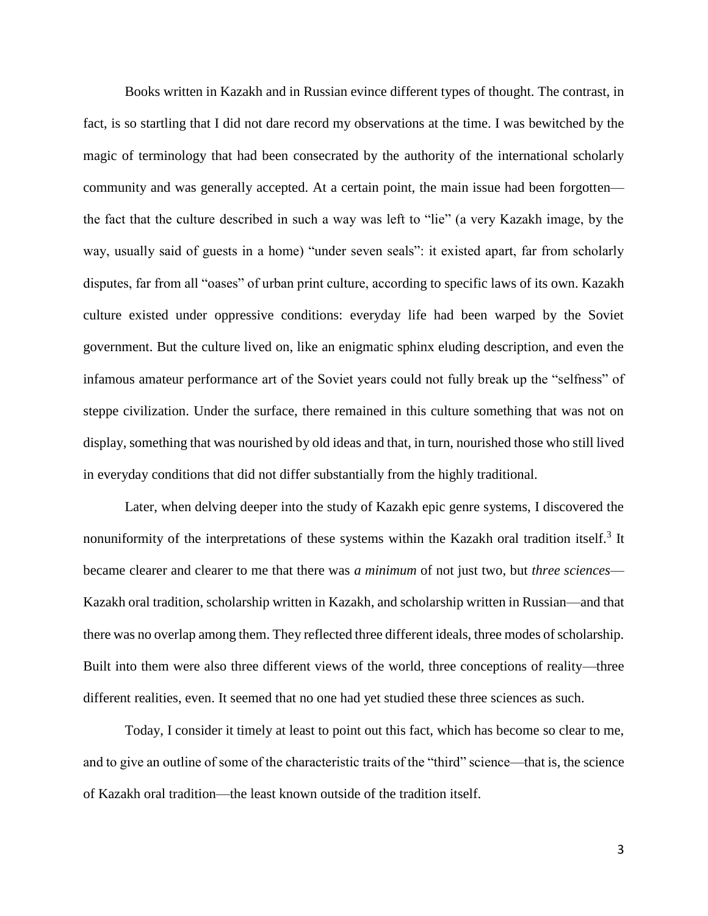Books written in Kazakh and in Russian evince different types of thought. The contrast, in fact, is so startling that I did not dare record my observations at the time. I was bewitched by the magic of terminology that had been consecrated by the authority of the international scholarly community and was generally accepted. At a certain point, the main issue had been forgotten—the fact that the culture described in such a way was left to "lie" (a very Kazakh image, by the way, usually said of guests in a home) "under seven seals": it existed apart, far from scholarly disputes, far from all "oases" of urban print culture, according to specific laws of its own. Kazakh culture existed under oppressive conditions: everyday life had been warped by the Soviet government. But the culture lived on, like an enigmatic sphinx eluding description, and even the infamous amateur performance art of the Soviet years could not fully break up the "selfness" of steppe civilization. Under the surface, there remained in this culture something that was not on display, something that was nourished by old ideas and that, in turn, nourished those who still lived in everyday conditions that did not differ substantially from the highly traditional.

Later, when delving deeper into the study of Kazakh epic genre systems, I discovered the nonuniformity of the interpretations of these systems within the Kazakh oral tradition itself.[3] It became clearer and clearer to me that there was *a minimum* of not just two, but *three sciences*—Kazakh oral tradition, scholarship written in Kazakh, and scholarship written in Russian—and that there was no overlap among them. They reflected three different ideals, three modes of scholarship. Built into them were also three different views of the world, three conceptions of reality—three different realities, even. It seemed that no one had yet studied these three sciences as such.

Today, I consider it timely at least to point out this fact, which has become so clear to me, and to give an outline of some of the characteristic traits of the "third" science—that is, the science of Kazakh oral tradition—the least known outside of the tradition itself.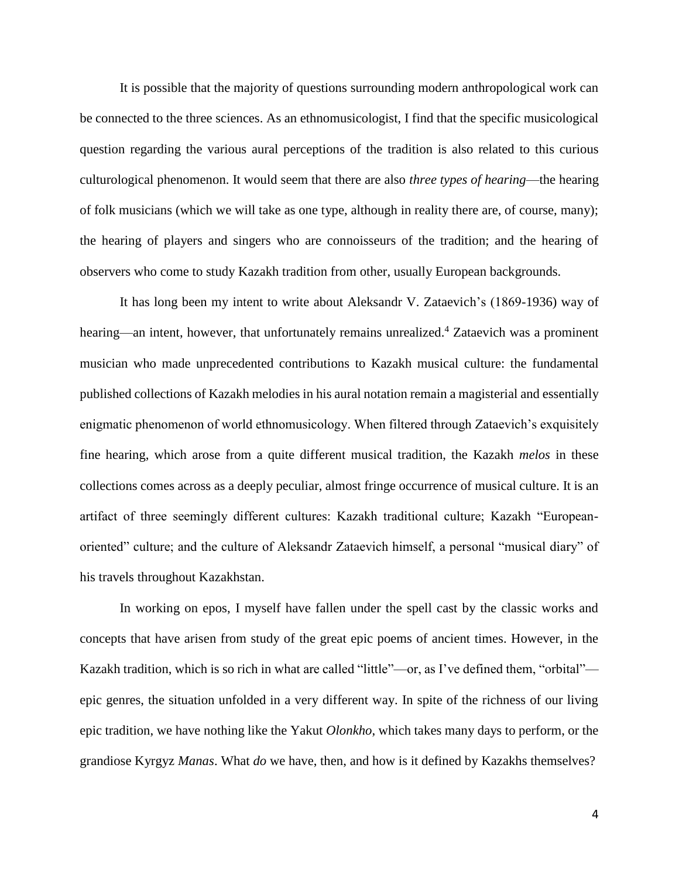It is possible that the majority of questions surrounding modern anthropological work can be connected to the three sciences. As an ethnomusicologist, I find that the specific musicological question regarding the various aural perceptions of the tradition is also related to this curious culturological phenomenon. It would seem that there are also *three types of hearing*—the hearing of folk musicians (which we will take as one type, although in reality there are, of course, many); the hearing of players and singers who are connoisseurs of the tradition; and the hearing of observers who come to study Kazakh tradition from other, usually European backgrounds.

It has long been my intent to write about Aleksandr V. Zataevich's (1869-1936) way of hearing—an intent, however, that unfortunately remains unrealized.[4] Zataevich was a prominent musician who made unprecedented contributions to Kazakh musical culture: the fundamental published collections of Kazakh melodies in his aural notation remain a magisterial and essentially enigmatic phenomenon of world ethnomusicology. When filtered through Zataevich's exquisitely fine hearing, which arose from a quite different musical tradition, the Kazakh *melos* in these collections comes across as a deeply peculiar, almost fringe occurrence of musical culture. It is an artifact of three seemingly different cultures: Kazakh traditional culture; Kazakh "European-oriented" culture; and the culture of Aleksandr Zataevich himself, a personal "musical diary" of his travels throughout Kazakhstan.

In working on epos, I myself have fallen under the spell cast by the classic works and concepts that have arisen from study of the great epic poems of ancient times. However, in the Kazakh tradition, which is so rich in what are called "little"—or, as I've defined them, "orbital"—epic genres, the situation unfolded in a very different way. In spite of the richness of our living epic tradition, we have nothing like the Yakut *Olonkho*, which takes many days to perform, or the grandiose Kyrgyz *Manas*. What *do* we have, then, and how is it defined by Kazakhs themselves?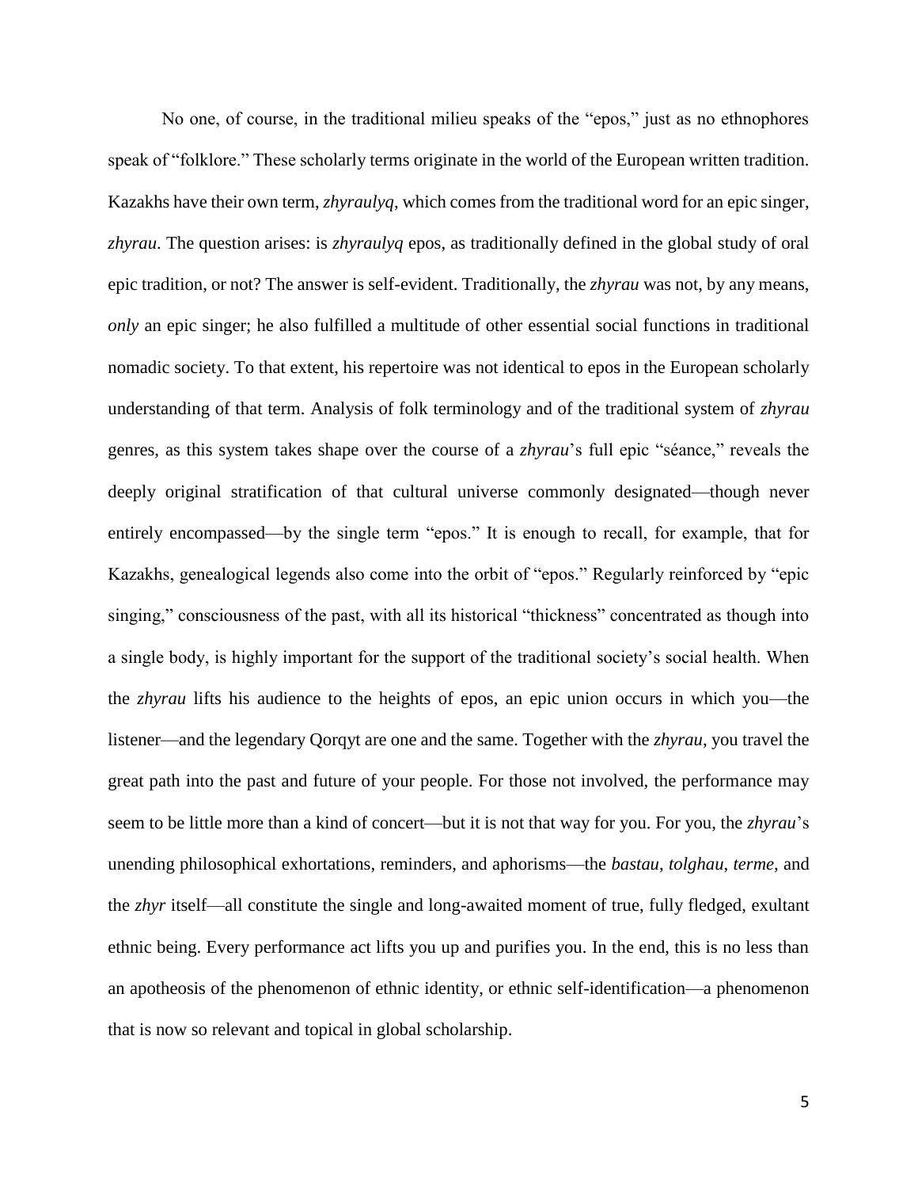No one, of course, in the traditional milieu speaks of the "epos," just as no ethnophores speak of "folklore." These scholarly terms originate in the world of the European written tradition. Kazakhs have their own term, *zhyraulyq*, which comes from the traditional word for an epic singer, *zhyrau*. The question arises: is *zhyraulyq* epos, as traditionally defined in the global study of oral epic tradition, or not? The answer is self-evident. Traditionally, the *zhyrau* was not, by any means, *only* an epic singer; he also fulfilled a multitude of other essential social functions in traditional nomadic society. To that extent, his repertoire was not identical to epos in the European scholarly understanding of that term. Analysis of folk terminology and of the traditional system of *zhyrau* genres, as this system takes shape over the course of a *zhyrau*'s full epic "séance," reveals the deeply original stratification of that cultural universe commonly designated—though never entirely encompassed—by the single term "epos." It is enough to recall, for example, that for Kazakhs, genealogical legends also come into the orbit of "epos." Regularly reinforced by "epic singing," consciousness of the past, with all its historical "thickness" concentrated as though into a single body, is highly important for the support of the traditional society's social health. When the *zhyrau* lifts his audience to the heights of epos, an epic union occurs in which you—the listener—and the legendary Qorqyt are one and the same. Together with the *zhyrau*, you travel the great path into the past and future of your people. For those not involved, the performance may seem to be little more than a kind of concert—but it is not that way for you. For you, the *zhyrau*'s unending philosophical exhortations, reminders, and aphorisms—the *bastau*, *tolghau*, *terme*, and the *zhyr* itself—all constitute the single and long-awaited moment of true, fully fledged, exultant ethnic being. Every performance act lifts you up and purifies you. In the end, this is no less than an apotheosis of the phenomenon of ethnic identity, or ethnic self-identification—a phenomenon that is now so relevant and topical in global scholarship.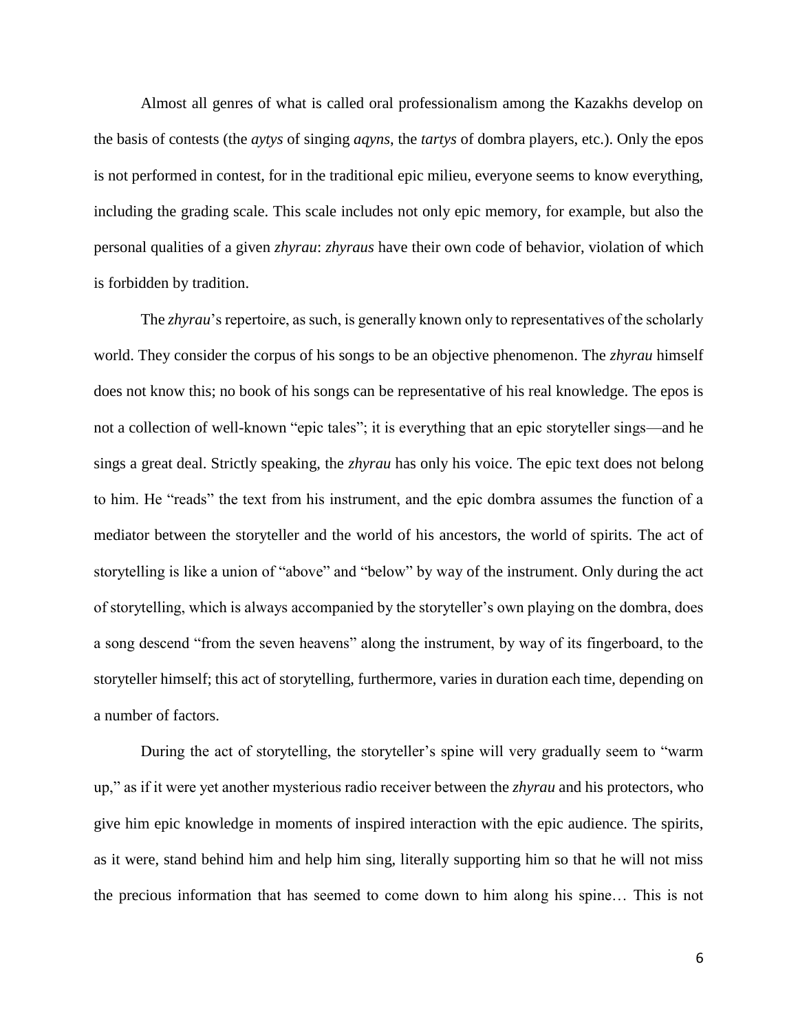Almost all genres of what is called oral professionalism among the Kazakhs develop on the basis of contests (the *aytys* of singing *aqyns*, the *tartys* of dombra players, etc.). Only the epos is not performed in contest, for in the traditional epic milieu, everyone seems to know everything, including the grading scale. This scale includes not only epic memory, for example, but also the personal qualities of a given *zhyrau*: *zhyraus* have their own code of behavior, violation of which is forbidden by tradition.

The *zhyrau*'s repertoire, as such, is generally known only to representatives of the scholarly world. They consider the corpus of his songs to be an objective phenomenon. The *zhyrau* himself does not know this; no book of his songs can be representative of his real knowledge. The epos is not a collection of well-known "epic tales"; it is everything that an epic storyteller sings—and he sings a great deal. Strictly speaking, the *zhyrau* has only his voice. The epic text does not belong to him. He "reads" the text from his instrument, and the epic dombra assumes the function of a mediator between the storyteller and the world of his ancestors, the world of spirits. The act of storytelling is like a union of "above" and "below" by way of the instrument. Only during the act of storytelling, which is always accompanied by the storyteller's own playing on the dombra, does a song descend "from the seven heavens" along the instrument, by way of its fingerboard, to the storyteller himself; this act of storytelling, furthermore, varies in duration each time, depending on a number of factors.

During the act of storytelling, the storyteller's spine will very gradually seem to "warm up," as if it were yet another mysterious radio receiver between the *zhyrau* and his protectors, who give him epic knowledge in moments of inspired interaction with the epic audience. The spirits, as it were, stand behind him and help him sing, literally supporting him so that he will not miss the precious information that has seemed to come down to him along his spine… This is not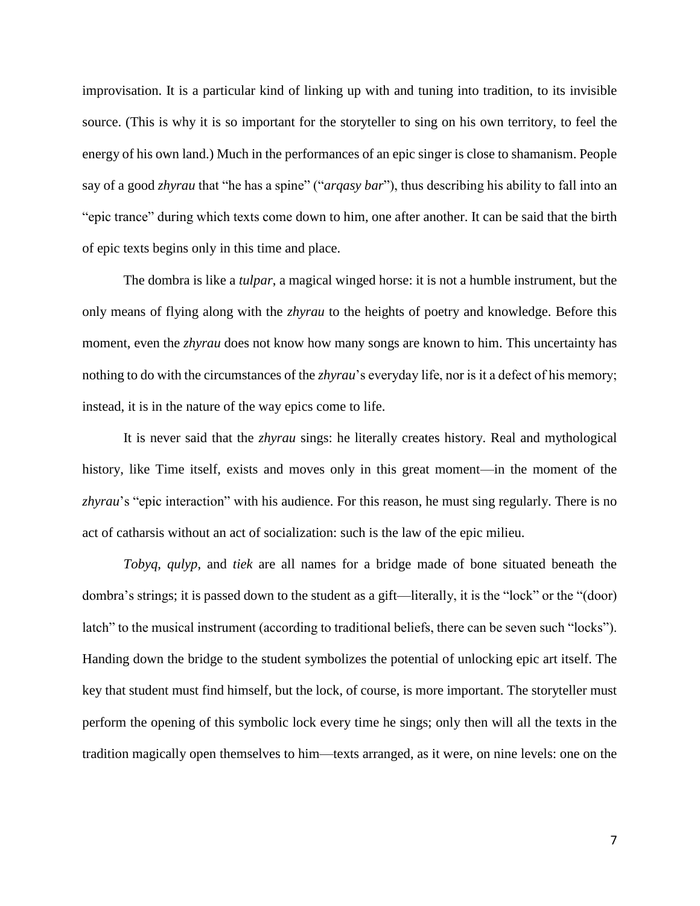improvisation. It is a particular kind of linking up with and tuning into tradition, to its invisible source. (This is why it is so important for the storyteller to sing on his own territory, to feel the energy of his own land.) Much in the performances of an epic singer is close to shamanism. People say of a good *zhyrau* that "he has a spine" ("*arqasy bar*"), thus describing his ability to fall into an "epic trance" during which texts come down to him, one after another. It can be said that the birth of epic texts begins only in this time and place.

The dombra is like a *tulpar*, a magical winged horse: it is not a humble instrument, but the only means of flying along with the *zhyrau* to the heights of poetry and knowledge. Before this moment, even the *zhyrau* does not know how many songs are known to him. This uncertainty has nothing to do with the circumstances of the *zhyrau*'s everyday life, nor is it a defect of his memory; instead, it is in the nature of the way epics come to life.

It is never said that the *zhyrau* sings: he literally creates history. Real and mythological history, like Time itself, exists and moves only in this great moment—in the moment of the *zhyrau*'s "epic interaction" with his audience. For this reason, he must sing regularly. There is no act of catharsis without an act of socialization: such is the law of the epic milieu.

*Tobyq*, *qulyp*, and *tiek* are all names for a bridge made of bone situated beneath the dombra's strings; it is passed down to the student as a gift—literally, it is the "lock" or the "(door) latch" to the musical instrument (according to traditional beliefs, there can be seven such "locks"). Handing down the bridge to the student symbolizes the potential of unlocking epic art itself. The key that student must find himself, but the lock, of course, is more important. The storyteller must perform the opening of this symbolic lock every time he sings; only then will all the texts in the tradition magically open themselves to him—texts arranged, as it were, on nine levels: one on the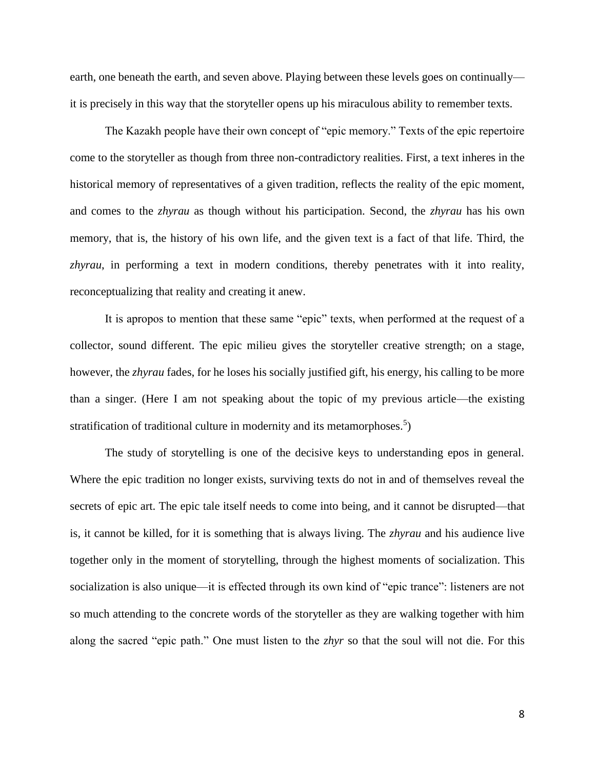earth, one beneath the earth, and seven above. Playing between these levels goes on continually—it is precisely in this way that the storyteller opens up his miraculous ability to remember texts.

The Kazakh people have their own concept of "epic memory." Texts of the epic repertoire come to the storyteller as though from three non-contradictory realities. First, a text inheres in the historical memory of representatives of a given tradition, reflects the reality of the epic moment, and comes to the *zhyrau* as though without his participation. Second, the *zhyrau* has his own memory, that is, the history of his own life, and the given text is a fact of that life. Third, the *zhyrau*, in performing a text in modern conditions, thereby penetrates with it into reality, reconceptualizing that reality and creating it anew.

It is apropos to mention that these same "epic" texts, when performed at the request of a collector, sound different. The epic milieu gives the storyteller creative strength; on a stage, however, the *zhyrau* fades, for he loses his socially justified gift, his energy, his calling to be more than a singer. (Here I am not speaking about the topic of my previous article—the existing stratification of traditional culture in modernity and its metamorphoses.[5])

The study of storytelling is one of the decisive keys to understanding epos in general. Where the epic tradition no longer exists, surviving texts do not in and of themselves reveal the secrets of epic art. The epic tale itself needs to come into being, and it cannot be disrupted—that is, it cannot be killed, for it is something that is always living. The *zhyrau* and his audience live together only in the moment of storytelling, through the highest moments of socialization. This socialization is also unique—it is effected through its own kind of "epic trance": listeners are not so much attending to the concrete words of the storyteller as they are walking together with him along the sacred "epic path." One must listen to the *zhyr* so that the soul will not die. For this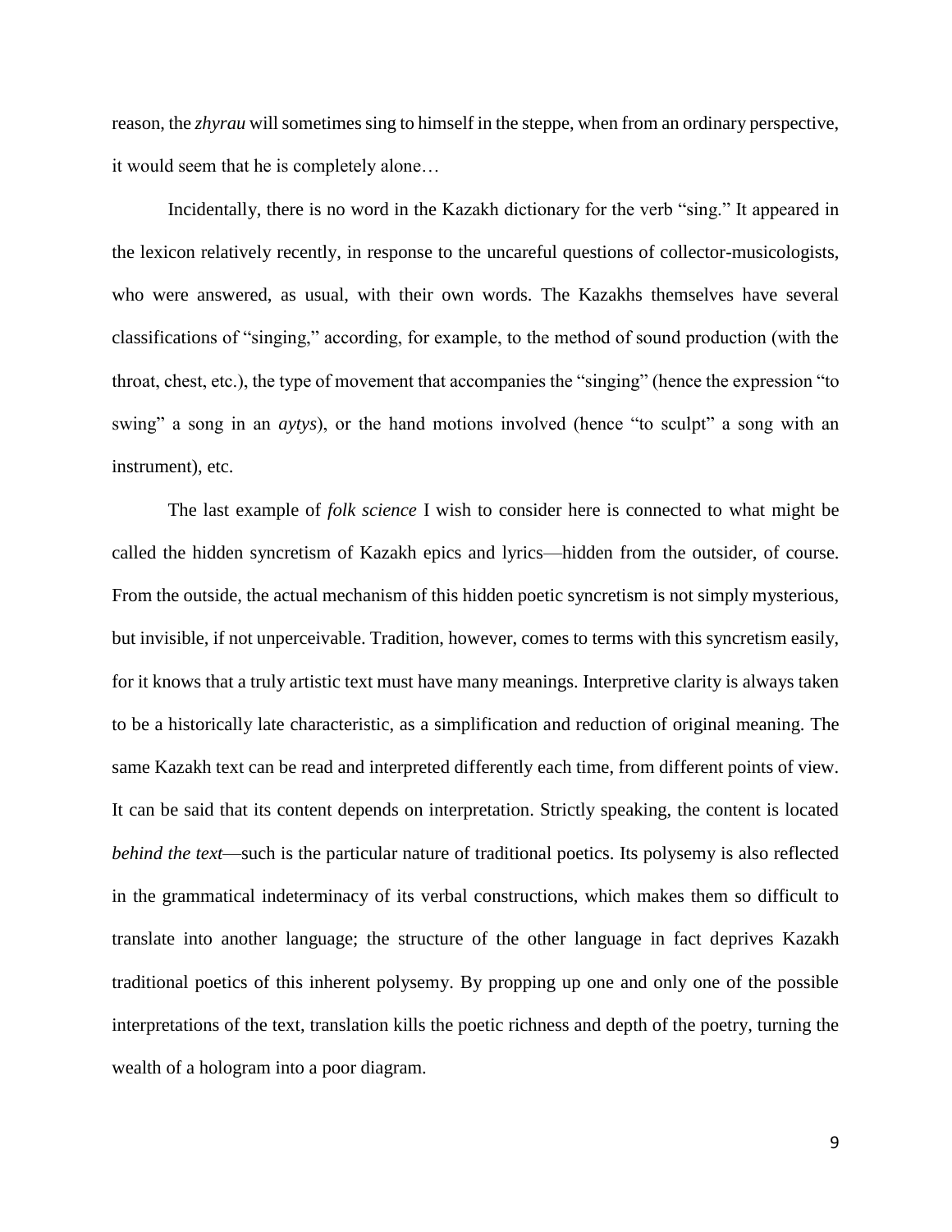reason, the *zhyrau* will sometimes sing to himself in the steppe, when from an ordinary perspective, it would seem that he is completely alone…

Incidentally, there is no word in the Kazakh dictionary for the verb "sing." It appeared in the lexicon relatively recently, in response to the uncareful questions of collector-musicologists, who were answered, as usual, with their own words. The Kazakhs themselves have several classifications of "singing," according, for example, to the method of sound production (with the throat, chest, etc.), the type of movement that accompanies the "singing" (hence the expression "to swing" a song in an *aytys*), or the hand motions involved (hence "to sculpt" a song with an instrument), etc.

The last example of *folk science* I wish to consider here is connected to what might be called the hidden syncretism of Kazakh epics and lyrics—hidden from the outsider, of course. From the outside, the actual mechanism of this hidden poetic syncretism is not simply mysterious, but invisible, if not unperceivable. Tradition, however, comes to terms with this syncretism easily, for it knows that a truly artistic text must have many meanings. Interpretive clarity is always taken to be a historically late characteristic, as a simplification and reduction of original meaning. The same Kazakh text can be read and interpreted differently each time, from different points of view. It can be said that its content depends on interpretation. Strictly speaking, the content is located *behind the text*—such is the particular nature of traditional poetics. Its polysemy is also reflected in the grammatical indeterminacy of its verbal constructions, which makes them so difficult to translate into another language; the structure of the other language in fact deprives Kazakh traditional poetics of this inherent polysemy. By propping up one and only one of the possible interpretations of the text, translation kills the poetic richness and depth of the poetry, turning the wealth of a hologram into a poor diagram.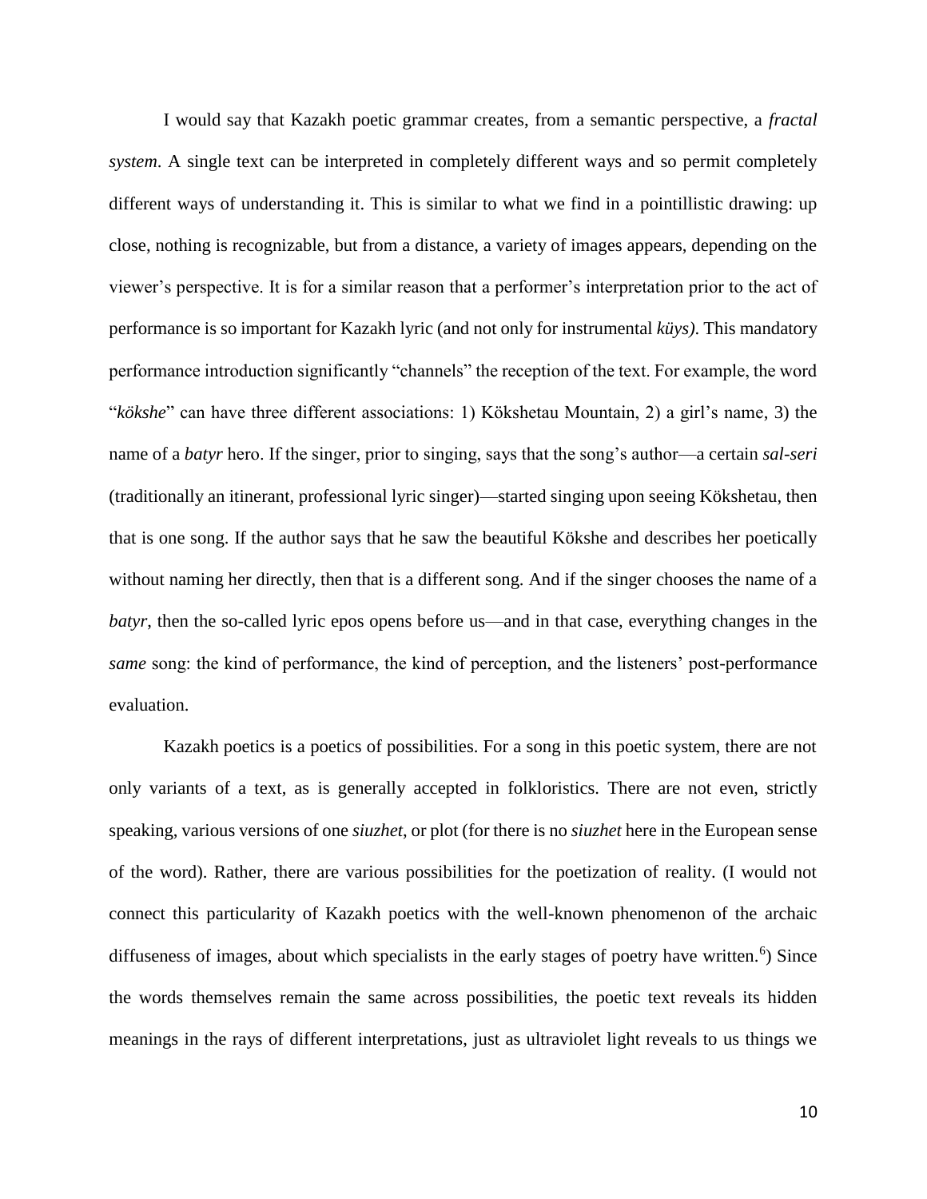I would say that Kazakh poetic grammar creates, from a semantic perspective, a *fractal system*. A single text can be interpreted in completely different ways and so permit completely different ways of understanding it. This is similar to what we find in a pointillistic drawing: up close, nothing is recognizable, but from a distance, a variety of images appears, depending on the viewer's perspective. It is for a similar reason that a performer's interpretation prior to the act of performance is so important for Kazakh lyric (and not only for instrumental *küys)*. This mandatory performance introduction significantly "channels" the reception of the text. For example, the word "*kökshe*" can have three different associations: 1) Kökshetau Mountain, 2) a girl's name, 3) the name of a *batyr* hero. If the singer, prior to singing, says that the song's author—a certain *sal-seri* (traditionally an itinerant, professional lyric singer)—started singing upon seeing Kökshetau, then that is one song. If the author says that he saw the beautiful Kökshe and describes her poetically without naming her directly, then that is a different song. And if the singer chooses the name of a *batyr*, then the so-called lyric epos opens before us—and in that case, everything changes in the *same* song: the kind of performance, the kind of perception, and the listeners' post-performance evaluation.

Kazakh poetics is a poetics of possibilities. For a song in this poetic system, there are not only variants of a text, as is generally accepted in folkloristics. There are not even, strictly speaking, various versions of one *siuzhet*, or plot (for there is no *siuzhet* here in the European sense of the word). Rather, there are various possibilities for the poetization of reality. (I would not connect this particularity of Kazakh poetics with the well-known phenomenon of the archaic diffuseness of images, about which specialists in the early stages of poetry have written.[6]) Since the words themselves remain the same across possibilities, the poetic text reveals its hidden meanings in the rays of different interpretations, just as ultraviolet light reveals to us things we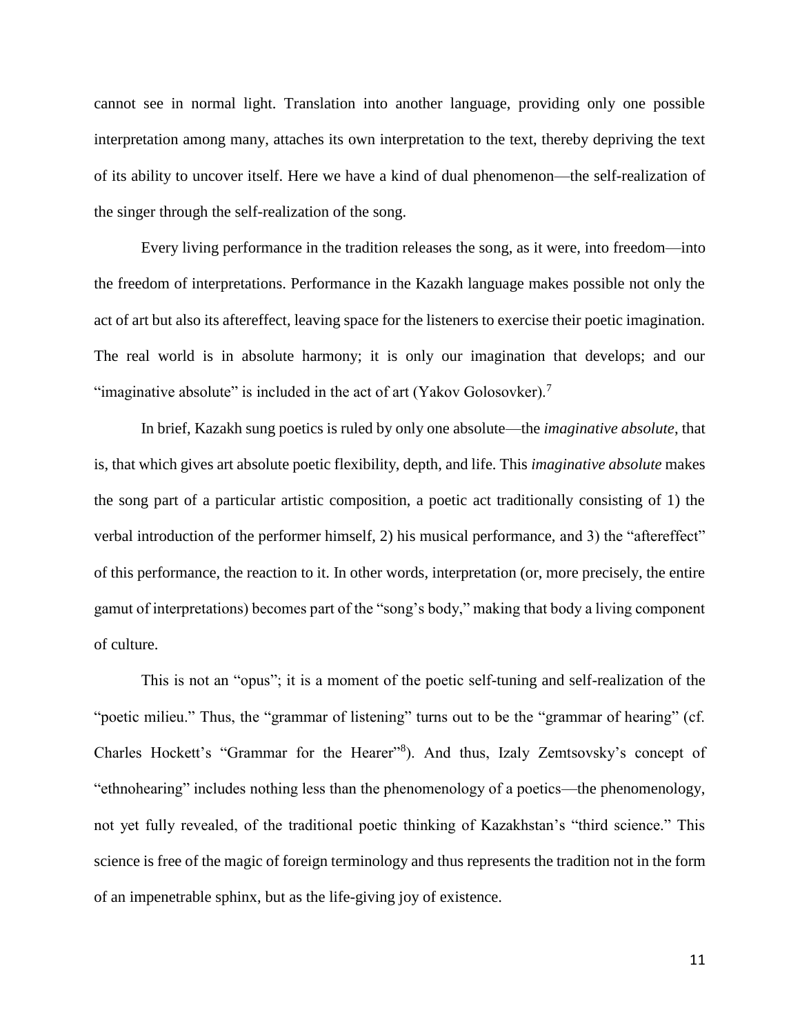cannot see in normal light. Translation into another language, providing only one possible interpretation among many, attaches its own interpretation to the text, thereby depriving the text of its ability to uncover itself. Here we have a kind of dual phenomenon—the self-realization of the singer through the self-realization of the song.

Every living performance in the tradition releases the song, as it were, into freedom—into the freedom of interpretations. Performance in the Kazakh language makes possible not only the act of art but also its aftereffect, leaving space for the listeners to exercise their poetic imagination. The real world is in absolute harmony; it is only our imagination that develops; and our "imaginative absolute" is included in the act of art (Yakov Golosovker).[7]

In brief, Kazakh sung poetics is ruled by only one absolute—the *imaginative absolute*, that is, that which gives art absolute poetic flexibility, depth, and life. This *imaginative absolute* makes the song part of a particular artistic composition, a poetic act traditionally consisting of 1) the verbal introduction of the performer himself, 2) his musical performance, and 3) the "aftereffect" of this performance, the reaction to it. In other words, interpretation (or, more precisely, the entire gamut of interpretations) becomes part of the "song's body," making that body a living component of culture.

This is not an "opus"; it is a moment of the poetic self-tuning and self-realization of the "poetic milieu." Thus, the "grammar of listening" turns out to be the "grammar of hearing" (cf. Charles Hockett's "Grammar for the Hearer"[8]). And thus, Izaly Zemtsovsky's concept of "ethnohearing" includes nothing less than the phenomenology of a poetics—the phenomenology, not yet fully revealed, of the traditional poetic thinking of Kazakhstan's "third science." This science is free of the magic of foreign terminology and thus represents the tradition not in the form of an impenetrable sphinx, but as the life-giving joy of existence.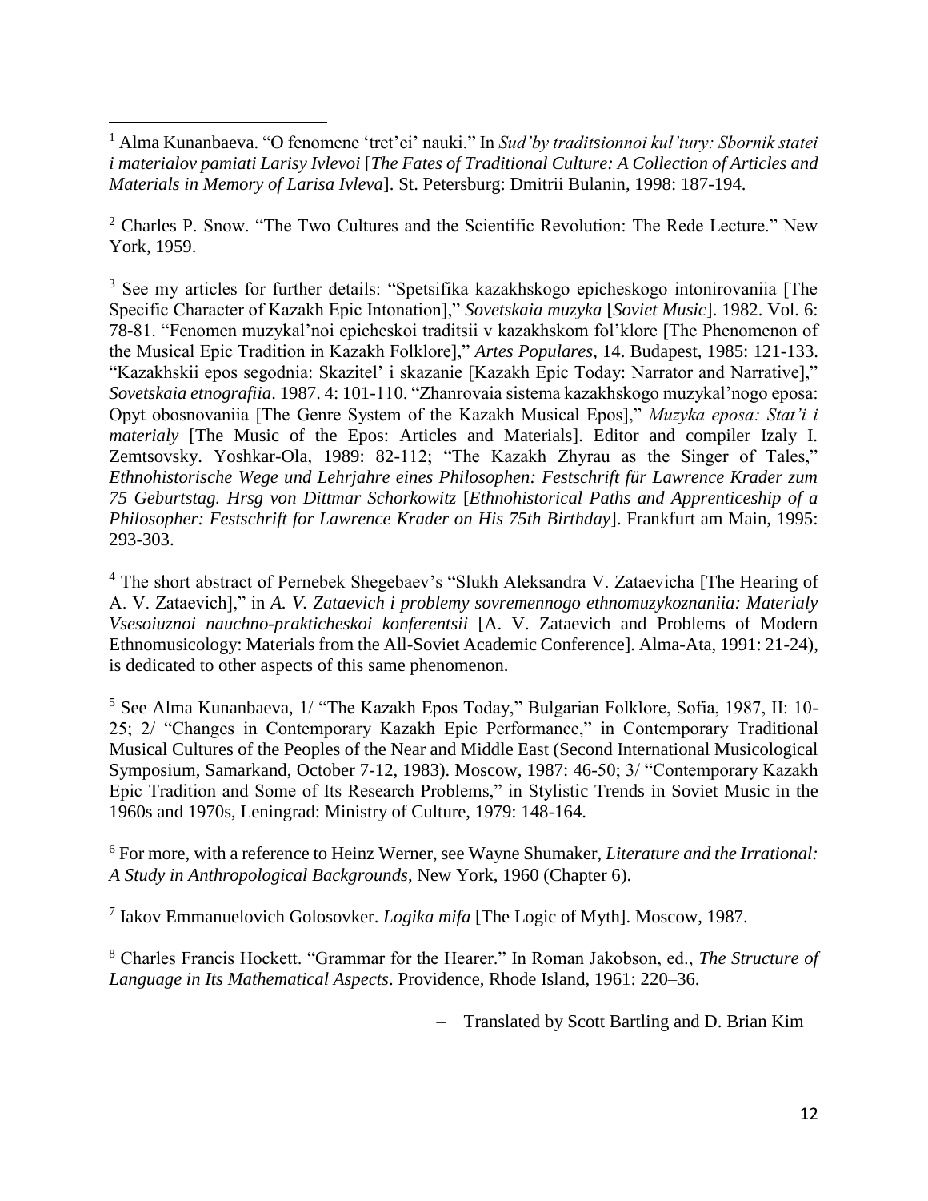[1] Alma Kunanbaeva. "O fenomene 'tret'ei' nauki." In *Sud'by traditsionnoi kul'tury: Sbornik statei i materialov pamiati Larisy Ivlevoi* [*The Fates of Traditional Culture: A Collection of Articles and Materials in Memory of Larisa Ivleva*]. St. Petersburg: Dmitrii Bulanin, 1998: 187-194.

[2] Charles P. Snow. "The Two Cultures and the Scientific Revolution: The Rede Lecture." New York, 1959.

[3] See my articles for further details: "Spetsifika kazakhskogo epicheskogo intonirovaniia [The Specific Character of Kazakh Epic Intonation]," *Sovetskaia muzyka* [*Soviet Music*]. 1982. Vol. 6: 78-81. "Fenomen muzykal'noi epicheskoi traditsii v kazakhskom fol'klore [The Phenomenon of the Musical Epic Tradition in Kazakh Folklore]," *Artes Populares*, 14. Budapest, 1985: 121-133. "Kazakhskii epos segodnia: Skazitel' i skazanie [Kazakh Epic Today: Narrator and Narrative]," *Sovetskaia etnografiia*. 1987. 4: 101-110. "Zhanrovaia sistema kazakhskogo muzykal'nogo eposa: Opyt obosnovaniia [The Genre System of the Kazakh Musical Epos]," *Muzyka eposa: Stat'i i materialy* [The Music of the Epos: Articles and Materials]. Editor and compiler Izaly I. Zemtsovsky. Yoshkar-Ola, 1989: 82-112; "The Kazakh Zhyrau as the Singer of Tales," *Ethnohistorische Wege und Lehrjahre eines Philosophen: Festschrift für Lawrence Krader zum 75 Geburtstag. Hrsg von Dittmar Schorkowitz* [*Ethnohistorical Paths and Apprenticeship of a Philosopher: Festschrift for Lawrence Krader on His 75th Birthday*]. Frankfurt am Main, 1995: 293-303.

[4] The short abstract of Pernebek Shegebaev's "Slukh Aleksandra V. Zataevicha [The Hearing of A. V. Zataevich]," in *A. V. Zataevich i problemy sovremennogo ethnomuzykoznaniia: Materialy Vsesoiuznoi nauchno-prakticheskoi konferentsii* [A. V. Zataevich and Problems of Modern Ethnomusicology: Materials from the All-Soviet Academic Conference]. Alma-Ata, 1991: 21-24), is dedicated to other aspects of this same phenomenon.

[5] See Alma Kunanbaeva, 1/ "The Kazakh Epos Today," Bulgarian Folklore, Sofia, 1987, II: 10-25; 2/ "Changes in Contemporary Kazakh Epic Performance," in Contemporary Traditional Musical Cultures of the Peoples of the Near and Middle East (Second International Musicological Symposium, Samarkand, October 7-12, 1983). Moscow, 1987: 46-50; 3/ "Contemporary Kazakh Epic Tradition and Some of Its Research Problems," in Stylistic Trends in Soviet Music in the 1960s and 1970s, Leningrad: Ministry of Culture, 1979: 148-164.

[6] For more, with a reference to Heinz Werner, see Wayne Shumaker, *Literature and the Irrational: A Study in Anthropological Backgrounds*, New York, 1960 (Chapter 6).

[7] Iakov Emmanuelovich Golosovker. *Logika mifa* [The Logic of Myth]. Moscow, 1987.

[8] Charles Francis Hockett. "Grammar for the Hearer." In Roman Jakobson, ed., *The Structure of Language in Its Mathematical Aspects*. Providence, Rhode Island, 1961: 220–36.

– Translated by Scott Bartling and D. Brian Kim